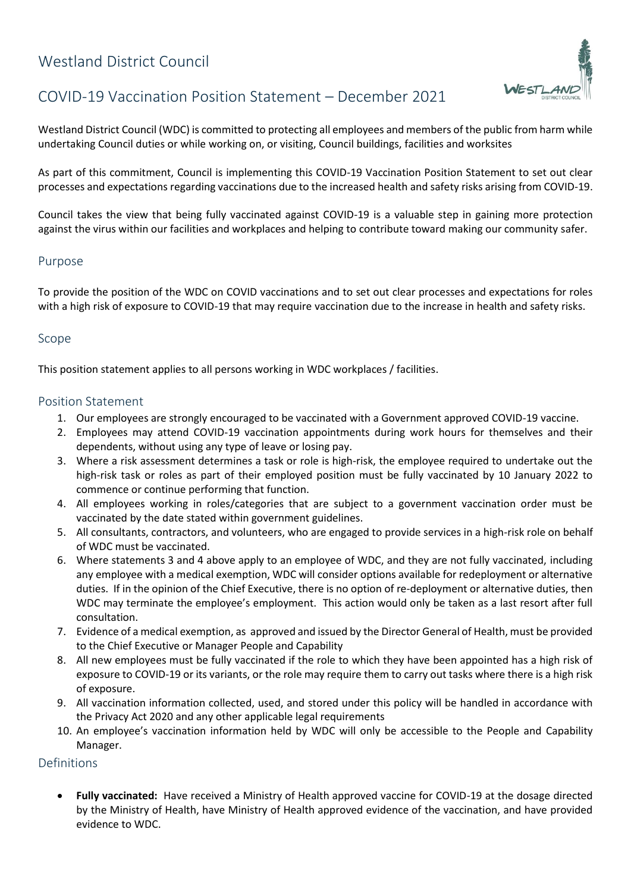# Westland District Council

## COVID-19 Vaccination Position Statement – December 2021

Westland District Council (WDC) is committed to protecting all employees and members of the public from harm while undertaking Council duties or while working on, or visiting, Council buildings, facilities and worksites

As part of this commitment, Council is implementing this COVID-19 Vaccination Position Statement to set out clear processes and expectations regarding vaccinations due to the increased health and safety risks arising from COVID-19.

Council takes the view that being fully vaccinated against COVID-19 is a valuable step in gaining more protection against the virus within our facilities and workplaces and helping to contribute toward making our community safer.

### Purpose

To provide the position of the WDC on COVID vaccinations and to set out clear processes and expectations for roles with a high risk of exposure to COVID-19 that may require vaccination due to the increase in health and safety risks.

### Scope

This position statement applies to all persons working in WDC workplaces / facilities.

### Position Statement

1. Our employees are strongly encouraged to be vaccinated with a Government approved COVID-19 vaccine.
2. Employees may attend COVID-19 vaccination appointments during work hours for themselves and their dependents, without using any type of leave or losing pay.
3. Where a risk assessment determines a task or role is high-risk, the employee required to undertake out the high-risk task or roles as part of their employed position must be fully vaccinated by 10 January 2022 to commence or continue performing that function.
4. All employees working in roles/categories that are subject to a government vaccination order must be vaccinated by the date stated within government guidelines.
5. All consultants, contractors, and volunteers, who are engaged to provide services in a high-risk role on behalf of WDC must be vaccinated.
6. Where statements 3 and 4 above apply to an employee of WDC, and they are not fully vaccinated, including any employee with a medical exemption, WDC will consider options available for redeployment or alternative duties. If in the opinion of the Chief Executive, there is no option of re-deployment or alternative duties, then WDC may terminate the employee's employment. This action would only be taken as a last resort after full consultation.
7. Evidence of a medical exemption, as approved and issued by the Director General of Health, must be provided to the Chief Executive or Manager People and Capability
8. All new employees must be fully vaccinated if the role to which they have been appointed has a high risk of exposure to COVID-19 or its variants, or the role may require them to carry out tasks where there is a high risk of exposure.
9. All vaccination information collected, used, and stored under this policy will be handled in accordance with the Privacy Act 2020 and any other applicable legal requirements
10. An employee's vaccination information held by WDC will only be accessible to the People and Capability Manager.

### Definitions

- **Fully vaccinated:** Have received a Ministry of Health approved vaccine for COVID-19 at the dosage directed by the Ministry of Health, have Ministry of Health approved evidence of the vaccination, and have provided evidence to WDC.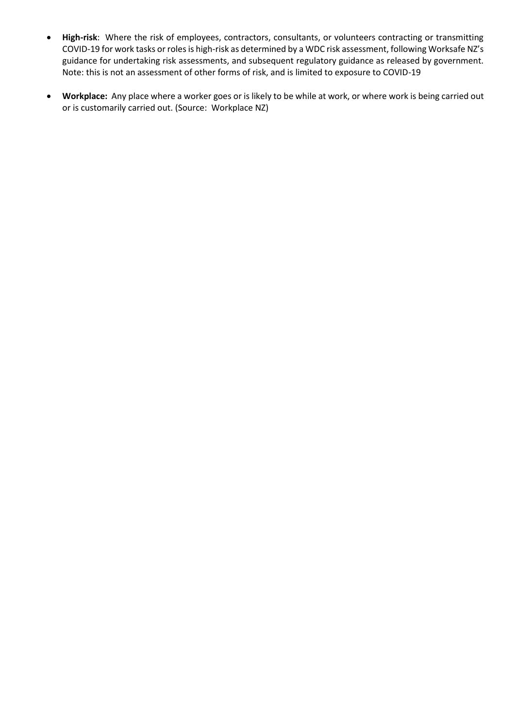- **High-risk**: Where the risk of employees, contractors, consultants, or volunteers contracting or transmitting COVID-19 for work tasks or roles is high-risk as determined by a WDC risk assessment, following Worksafe NZ's guidance for undertaking risk assessments, and subsequent regulatory guidance as released by government. Note: this is not an assessment of other forms of risk, and is limited to exposure to COVID-19

- **Workplace:** Any place where a worker goes or is likely to be while at work, or where work is being carried out or is customarily carried out. (Source: Workplace NZ)